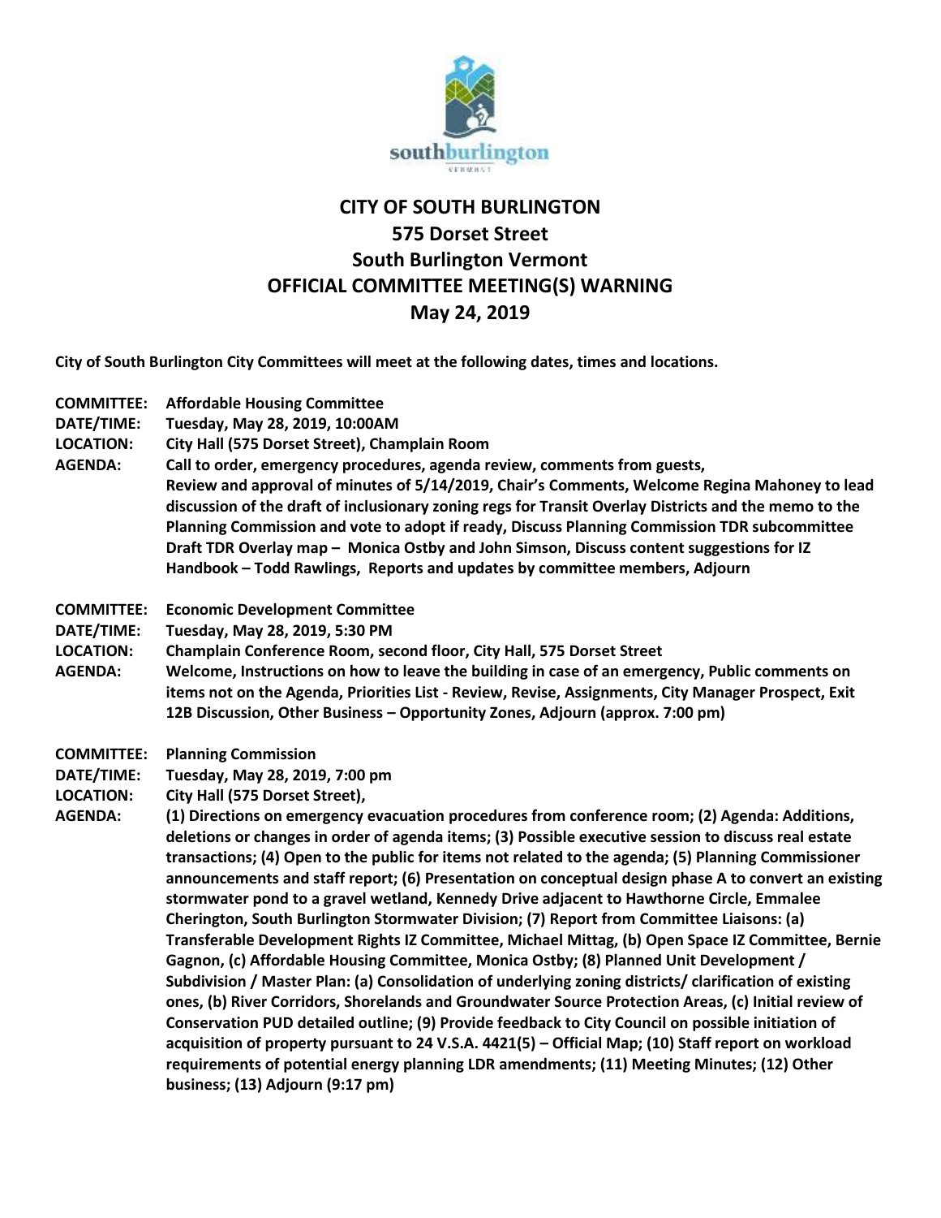# CITY OF SOUTH BURLINGTON
## 575 Dorset Street
## South Burlington Vermont
## OFFICIAL COMMITTEE MEETING(S) WARNING
## May 24, 2019

**City of South Burlington City Committees will meet at the following dates, times and locations.**

**COMMITTEE:** **Affordable Housing Committee**
**DATE/TIME:** **Tuesday, May 28, 2019, 10:00AM**
**LOCATION:** **City Hall (575 Dorset Street), Champlain Room**
**AGENDA:** **Call to order, emergency procedures, agenda review, comments from guests, Review and approval of minutes of 5/14/2019, Chair's Comments, Welcome Regina Mahoney to lead discussion of the draft of inclusionary zoning regs for Transit Overlay Districts and the memo to the Planning Commission and vote to adopt if ready, Discuss Planning Commission TDR subcommittee Draft TDR Overlay map – Monica Ostby and John Simson, Discuss content suggestions for IZ Handbook – Todd Rawlings, Reports and updates by committee members, Adjourn**

**COMMITTEE:** **Economic Development Committee**
**DATE/TIME:** **Tuesday, May 28, 2019, 5:30 PM**
**LOCATION:** **Champlain Conference Room, second floor, City Hall, 575 Dorset Street**
**AGENDA:** **Welcome, Instructions on how to leave the building in case of an emergency, Public comments on items not on the Agenda, Priorities List - Review, Revise, Assignments, City Manager Prospect, Exit 12B Discussion, Other Business – Opportunity Zones, Adjourn (approx. 7:00 pm)**

**COMMITTEE:** **Planning Commission**
**DATE/TIME:** **Tuesday, May 28, 2019, 7:00 pm**
**LOCATION:** **City Hall (575 Dorset Street),**
**AGENDA:** **(1) Directions on emergency evacuation procedures from conference room; (2) Agenda: Additions, deletions or changes in order of agenda items; (3) Possible executive session to discuss real estate transactions; (4) Open to the public for items not related to the agenda; (5) Planning Commissioner announcements and staff report; (6) Presentation on conceptual design phase A to convert an existing stormwater pond to a gravel wetland, Kennedy Drive adjacent to Hawthorne Circle, Emmalee Cherington, South Burlington Stormwater Division; (7) Report from Committee Liaisons: (a) Transferable Development Rights IZ Committee, Michael Mittag, (b) Open Space IZ Committee, Bernie Gagnon, (c) Affordable Housing Committee, Monica Ostby; (8) Planned Unit Development / Subdivision / Master Plan: (a) Consolidation of underlying zoning districts/ clarification of existing ones, (b) River Corridors, Shorelands and Groundwater Source Protection Areas, (c) Initial review of Conservation PUD detailed outline; (9) Provide feedback to City Council on possible initiation of acquisition of property pursuant to 24 V.S.A. 4421(5) – Official Map; (10) Staff report on workload requirements of potential energy planning LDR amendments; (11) Meeting Minutes; (12) Other business; (13) Adjourn (9:17 pm)**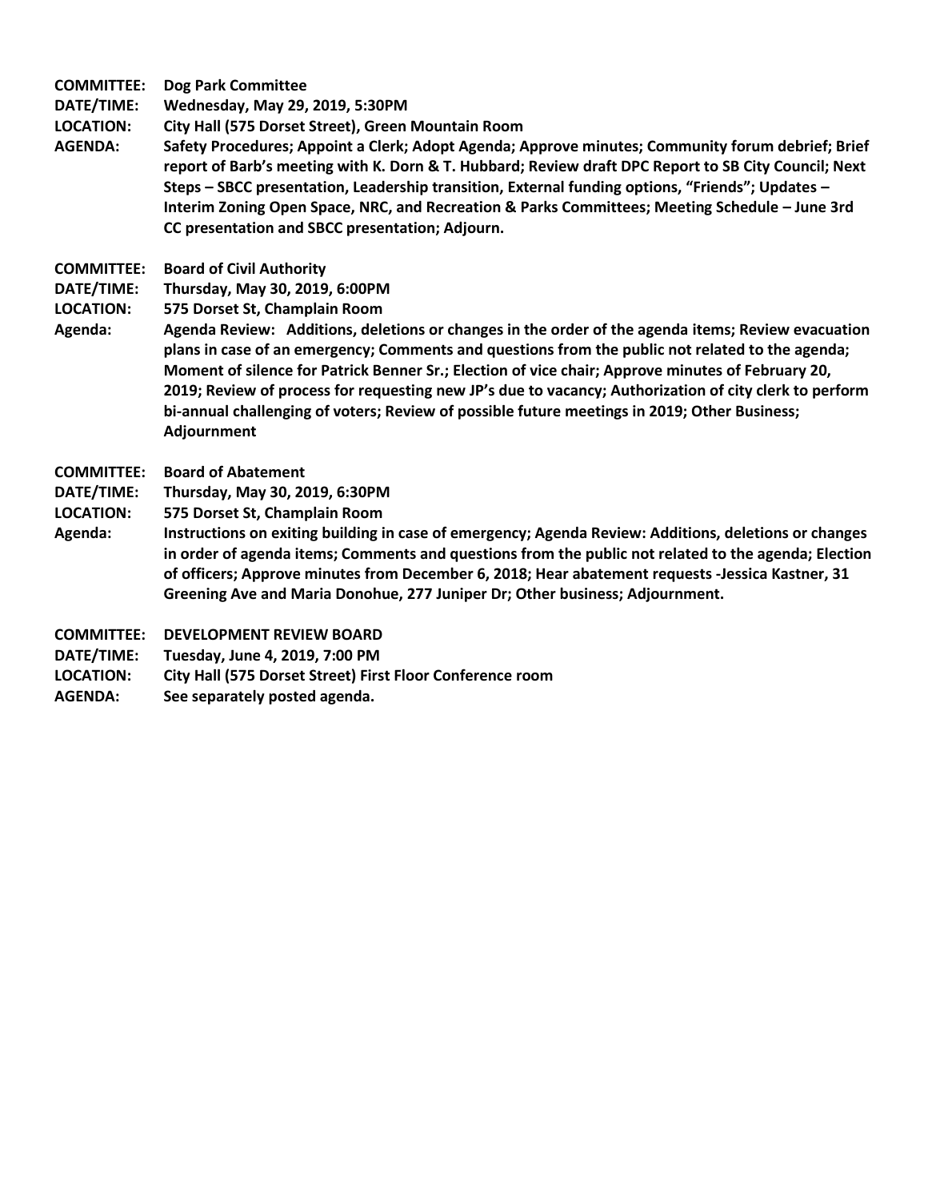**COMMITTEE:** **Dog Park Committee**
**DATE/TIME:** **Wednesday, May 29, 2019, 5:30PM**
**LOCATION:** **City Hall (575 Dorset Street), Green Mountain Room**
**AGENDA:** **Safety Procedures; Appoint a Clerk; Adopt Agenda; Approve minutes; Community forum debrief; Brief report of Barb's meeting with K. Dorn & T. Hubbard; Review draft DPC Report to SB City Council; Next Steps – SBCC presentation, Leadership transition, External funding options, "Friends"; Updates – Interim Zoning Open Space, NRC, and Recreation & Parks Committees; Meeting Schedule – June 3rd CC presentation and SBCC presentation; Adjourn.**

**COMMITTEE:** **Board of Civil Authority**
**DATE/TIME:** **Thursday, May 30, 2019, 6:00PM**
**LOCATION:** **575 Dorset St, Champlain Room**
**Agenda:** **Agenda Review: Additions, deletions or changes in the order of the agenda items; Review evacuation plans in case of an emergency; Comments and questions from the public not related to the agenda; Moment of silence for Patrick Benner Sr.; Election of vice chair; Approve minutes of February 20, 2019; Review of process for requesting new JP's due to vacancy; Authorization of city clerk to perform bi-annual challenging of voters; Review of possible future meetings in 2019; Other Business; Adjournment**

**COMMITTEE:** **Board of Abatement**
**DATE/TIME:** **Thursday, May 30, 2019, 6:30PM**
**LOCATION:** **575 Dorset St, Champlain Room**
**Agenda:** **Instructions on exiting building in case of emergency; Agenda Review: Additions, deletions or changes in order of agenda items; Comments and questions from the public not related to the agenda; Election of officers; Approve minutes from December 6, 2018; Hear abatement requests -Jessica Kastner, 31 Greening Ave and Maria Donohue, 277 Juniper Dr; Other business; Adjournment.**

**COMMITTEE:** **DEVELOPMENT REVIEW BOARD**
**DATE/TIME:** **Tuesday, June 4, 2019, 7:00 PM**
**LOCATION:** **City Hall (575 Dorset Street) First Floor Conference room**
**AGENDA:** **See separately posted agenda.**